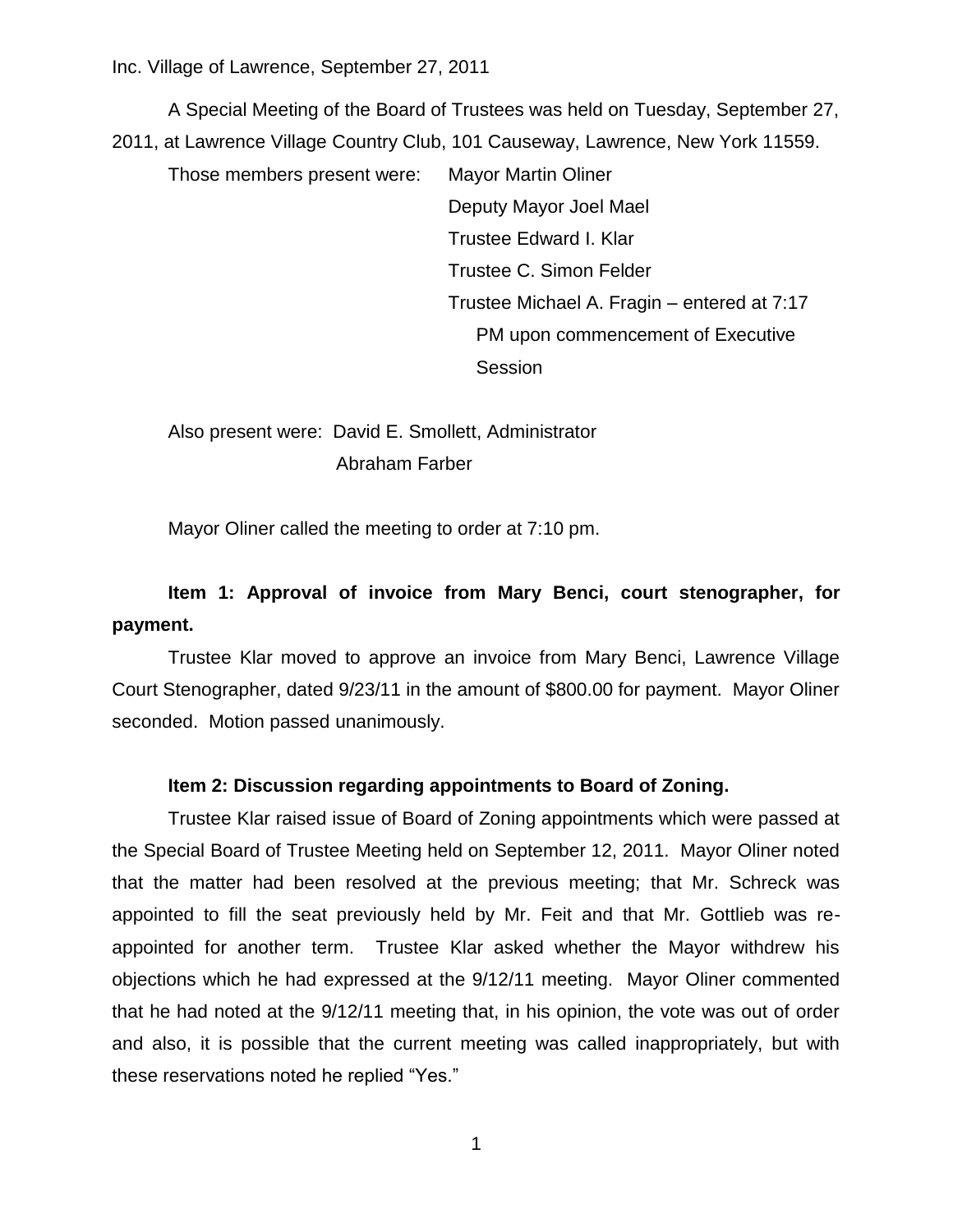Inc. Village of Lawrence, September 27, 2011

A Special Meeting of the Board of Trustees was held on Tuesday, September 27, 2011, at Lawrence Village Country Club, 101 Causeway, Lawrence, New York 11559.

Those members present were:
- Mayor Martin Oliner
- Deputy Mayor Joel Mael
- Trustee Edward I. Klar
- Trustee C. Simon Felder
- Trustee Michael A. Fragin – entered at 7:17 PM upon commencement of Executive Session

Also present were:
- David E. Smollett, Administrator
- Abraham Farber

Mayor Oliner called the meeting to order at 7:10 pm.

**Item 1: Approval of invoice from Mary Benci, court stenographer, for payment.**

Trustee Klar moved to approve an invoice from Mary Benci, Lawrence Village Court Stenographer, dated 9/23/11 in the amount of $800.00 for payment. Mayor Oliner seconded. Motion passed unanimously.

**Item 2: Discussion regarding appointments to Board of Zoning.**

Trustee Klar raised issue of Board of Zoning appointments which were passed at the Special Board of Trustee Meeting held on September 12, 2011. Mayor Oliner noted that the matter had been resolved at the previous meeting; that Mr. Schreck was appointed to fill the seat previously held by Mr. Feit and that Mr. Gottlieb was re-appointed for another term. Trustee Klar asked whether the Mayor withdrew his objections which he had expressed at the 9/12/11 meeting. Mayor Oliner commented that he had noted at the 9/12/11 meeting that, in his opinion, the vote was out of order and also, it is possible that the current meeting was called inappropriately, but with these reservations noted he replied "Yes."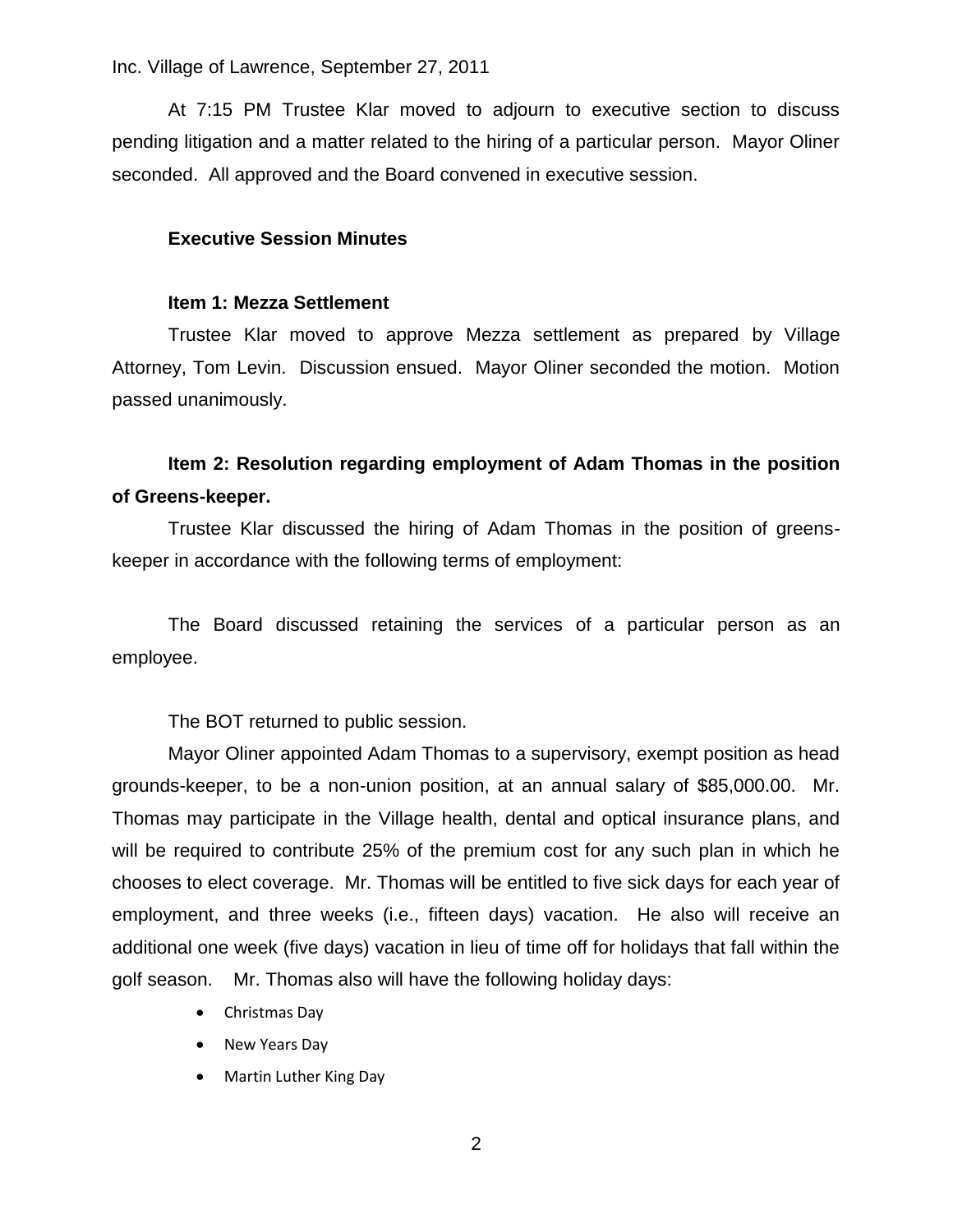At 7:15 PM Trustee Klar moved to adjourn to executive section to discuss pending litigation and a matter related to the hiring of a particular person. Mayor Oliner seconded. All approved and the Board convened in executive session.

**Executive Session Minutes**

**Item 1: Mezza Settlement**

Trustee Klar moved to approve Mezza settlement as prepared by Village Attorney, Tom Levin. Discussion ensued. Mayor Oliner seconded the motion. Motion passed unanimously.

**Item 2: Resolution regarding employment of Adam Thomas in the position of Greens-keeper.**

Trustee Klar discussed the hiring of Adam Thomas in the position of greens-keeper in accordance with the following terms of employment:

The Board discussed retaining the services of a particular person as an employee.

The BOT returned to public session.

Mayor Oliner appointed Adam Thomas to a supervisory, exempt position as head grounds-keeper, to be a non-union position, at an annual salary of $85,000.00. Mr. Thomas may participate in the Village health, dental and optical insurance plans, and will be required to contribute 25% of the premium cost for any such plan in which he chooses to elect coverage. Mr. Thomas will be entitled to five sick days for each year of employment, and three weeks (i.e., fifteen days) vacation. He also will receive an additional one week (five days) vacation in lieu of time off for holidays that fall within the golf season. Mr. Thomas also will have the following holiday days:

- Christmas Day
- New Years Day
- Martin Luther King Day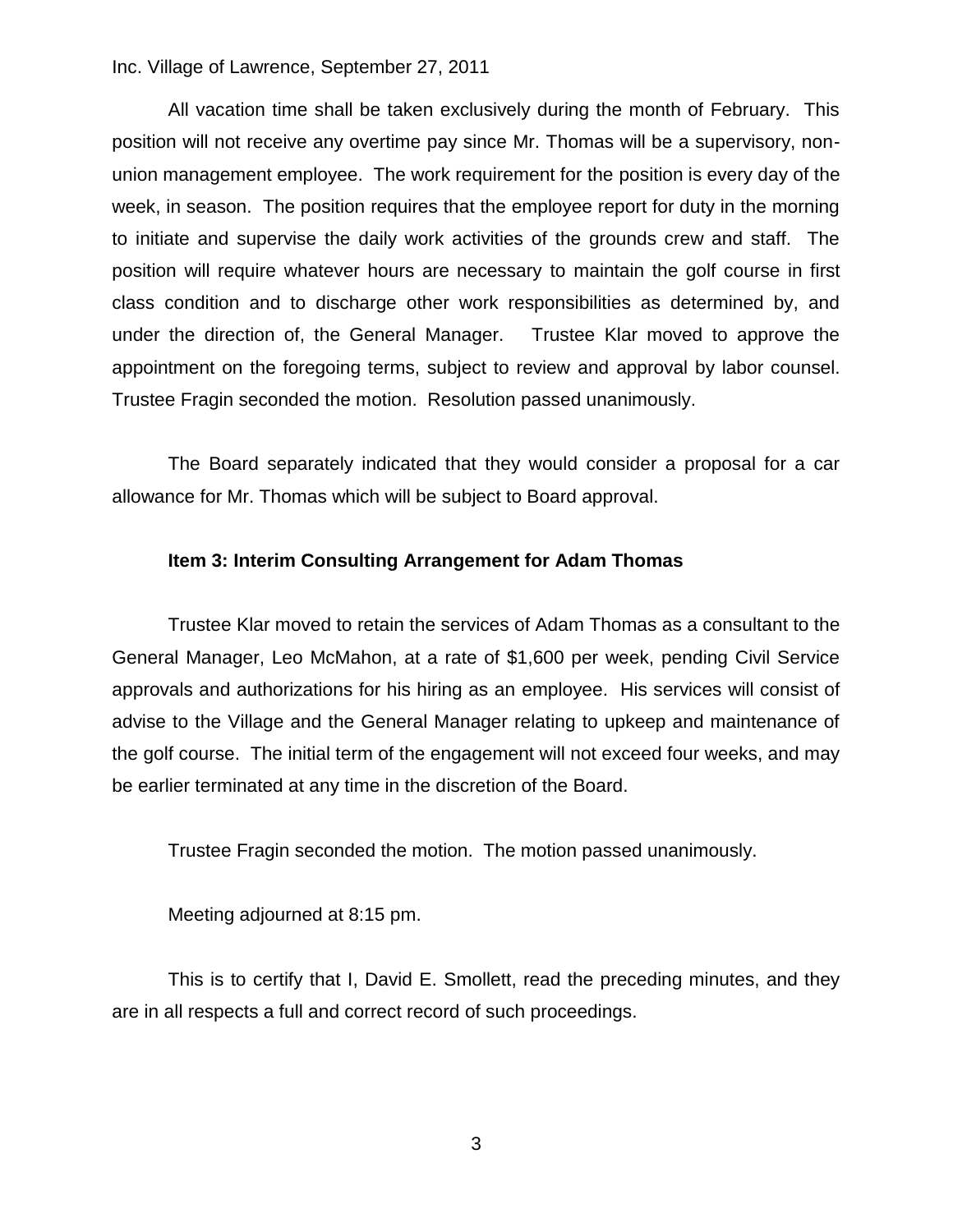All vacation time shall be taken exclusively during the month of February. This position will not receive any overtime pay since Mr. Thomas will be a supervisory, non-union management employee. The work requirement for the position is every day of the week, in season. The position requires that the employee report for duty in the morning to initiate and supervise the daily work activities of the grounds crew and staff. The position will require whatever hours are necessary to maintain the golf course in first class condition and to discharge other work responsibilities as determined by, and under the direction of, the General Manager. Trustee Klar moved to approve the appointment on the foregoing terms, subject to review and approval by labor counsel. Trustee Fragin seconded the motion. Resolution passed unanimously.

The Board separately indicated that they would consider a proposal for a car allowance for Mr. Thomas which will be subject to Board approval.

**Item 3: Interim Consulting Arrangement for Adam Thomas**

Trustee Klar moved to retain the services of Adam Thomas as a consultant to the General Manager, Leo McMahon, at a rate of $1,600 per week, pending Civil Service approvals and authorizations for his hiring as an employee. His services will consist of advise to the Village and the General Manager relating to upkeep and maintenance of the golf course. The initial term of the engagement will not exceed four weeks, and may be earlier terminated at any time in the discretion of the Board.

Trustee Fragin seconded the motion. The motion passed unanimously.

Meeting adjourned at 8:15 pm.

This is to certify that I, David E. Smollett, read the preceding minutes, and they are in all respects a full and correct record of such proceedings.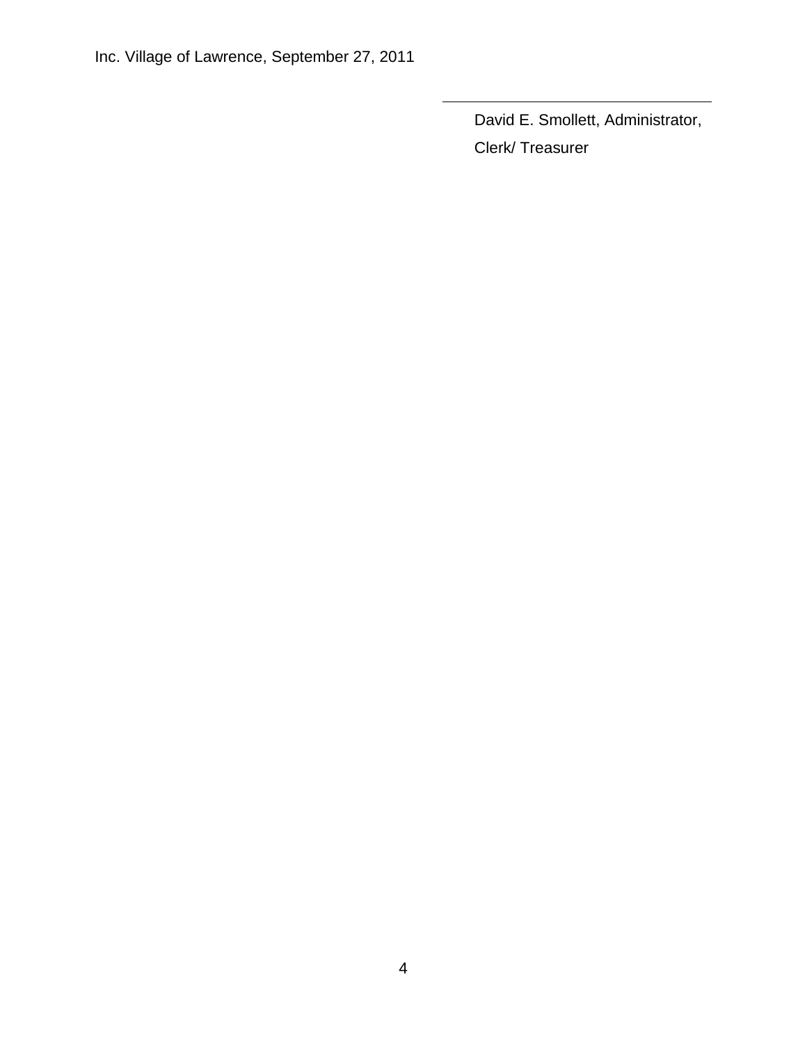\_\_\_\_\_\_\_\_\_\_\_\_\_\_\_\_\_\_\_\_\_\_\_\_\_\_\_\_\_\_\_\_

David E. Smollett, Administrator,

Clerk/ Treasurer